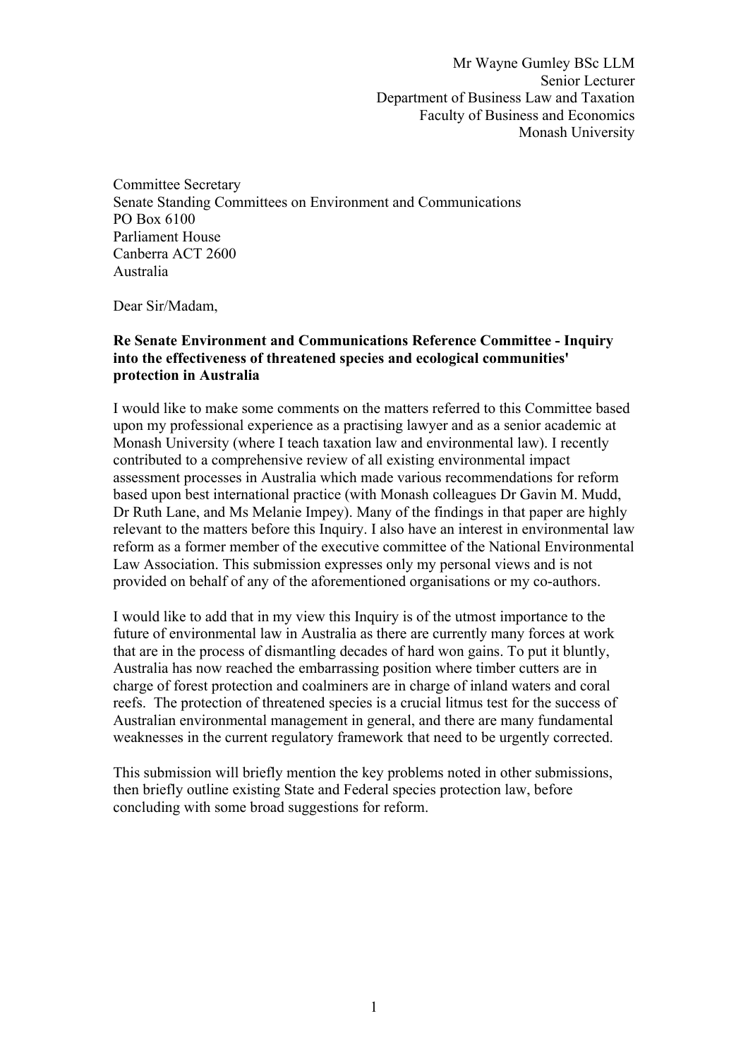Mr Wayne Gumley BSc LLM
Senior Lecturer
Department of Business Law and Taxation
Faculty of Business and Economics
Monash University

Committee Secretary
Senate Standing Committees on Environment and Communications
PO Box 6100
Parliament House
Canberra ACT 2600
Australia

Dear Sir/Madam,

**Re Senate Environment and Communications Reference Committee - Inquiry into the effectiveness of threatened species and ecological communities' protection in Australia**

I would like to make some comments on the matters referred to this Committee based upon my professional experience as a practising lawyer and as a senior academic at Monash University (where I teach taxation law and environmental law). I recently contributed to a comprehensive review of all existing environmental impact assessment processes in Australia which made various recommendations for reform based upon best international practice (with Monash colleagues Dr Gavin M. Mudd, Dr Ruth Lane, and Ms Melanie Impey). Many of the findings in that paper are highly relevant to the matters before this Inquiry. I also have an interest in environmental law reform as a former member of the executive committee of the National Environmental Law Association. This submission expresses only my personal views and is not provided on behalf of any of the aforementioned organisations or my co-authors.

I would like to add that in my view this Inquiry is of the utmost importance to the future of environmental law in Australia as there are currently many forces at work that are in the process of dismantling decades of hard won gains. To put it bluntly, Australia has now reached the embarrassing position where timber cutters are in charge of forest protection and coalminers are in charge of inland waters and coral reefs. The protection of threatened species is a crucial litmus test for the success of Australian environmental management in general, and there are many fundamental weaknesses in the current regulatory framework that need to be urgently corrected.

This submission will briefly mention the key problems noted in other submissions, then briefly outline existing State and Federal species protection law, before concluding with some broad suggestions for reform.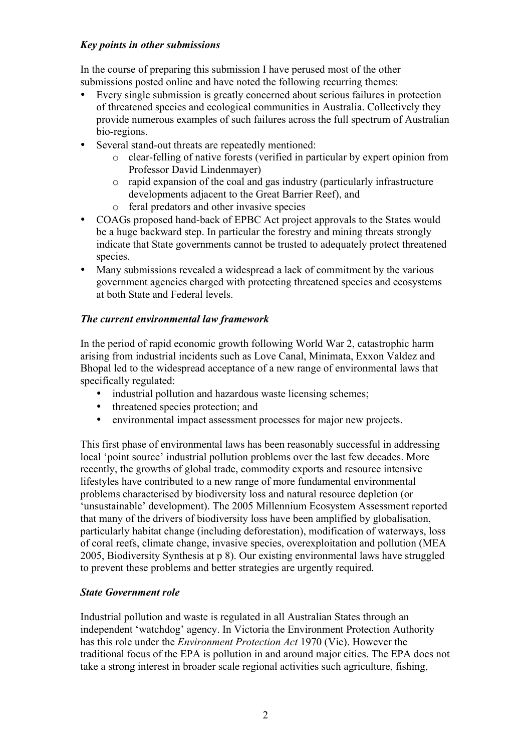***Key points in other submissions***

In the course of preparing this submission I have perused most of the other submissions posted online and have noted the following recurring themes:

- Every single submission is greatly concerned about serious failures in protection of threatened species and ecological communities in Australia. Collectively they provide numerous examples of such failures across the full spectrum of Australian bio-regions.
- Several stand-out threats are repeatedly mentioned:
  - clear-felling of native forests (verified in particular by expert opinion from Professor David Lindenmayer)
  - rapid expansion of the coal and gas industry (particularly infrastructure developments adjacent to the Great Barrier Reef), and
  - feral predators and other invasive species
- COAGs proposed hand-back of EPBC Act project approvals to the States would be a huge backward step. In particular the forestry and mining threats strongly indicate that State governments cannot be trusted to adequately protect threatened species.
- Many submissions revealed a widespread a lack of commitment by the various government agencies charged with protecting threatened species and ecosystems at both State and Federal levels.

***The current environmental law framework***

In the period of rapid economic growth following World War 2, catastrophic harm arising from industrial incidents such as Love Canal, Minimata, Exxon Valdez and Bhopal led to the widespread acceptance of a new range of environmental laws that specifically regulated:

- industrial pollution and hazardous waste licensing schemes;
- threatened species protection; and
- environmental impact assessment processes for major new projects.

This first phase of environmental laws has been reasonably successful in addressing local 'point source' industrial pollution problems over the last few decades. More recently, the growths of global trade, commodity exports and resource intensive lifestyles have contributed to a new range of more fundamental environmental problems characterised by biodiversity loss and natural resource depletion (or 'unsustainable' development). The 2005 Millennium Ecosystem Assessment reported that many of the drivers of biodiversity loss have been amplified by globalisation, particularly habitat change (including deforestation), modification of waterways, loss of coral reefs, climate change, invasive species, overexploitation and pollution (MEA 2005, Biodiversity Synthesis at p 8). Our existing environmental laws have struggled to prevent these problems and better strategies are urgently required.

***State Government role***

Industrial pollution and waste is regulated in all Australian States through an independent 'watchdog' agency. In Victoria the Environment Protection Authority has this role under the *Environment Protection Act* 1970 (Vic). However the traditional focus of the EPA is pollution in and around major cities. The EPA does not take a strong interest in broader scale regional activities such agriculture, fishing,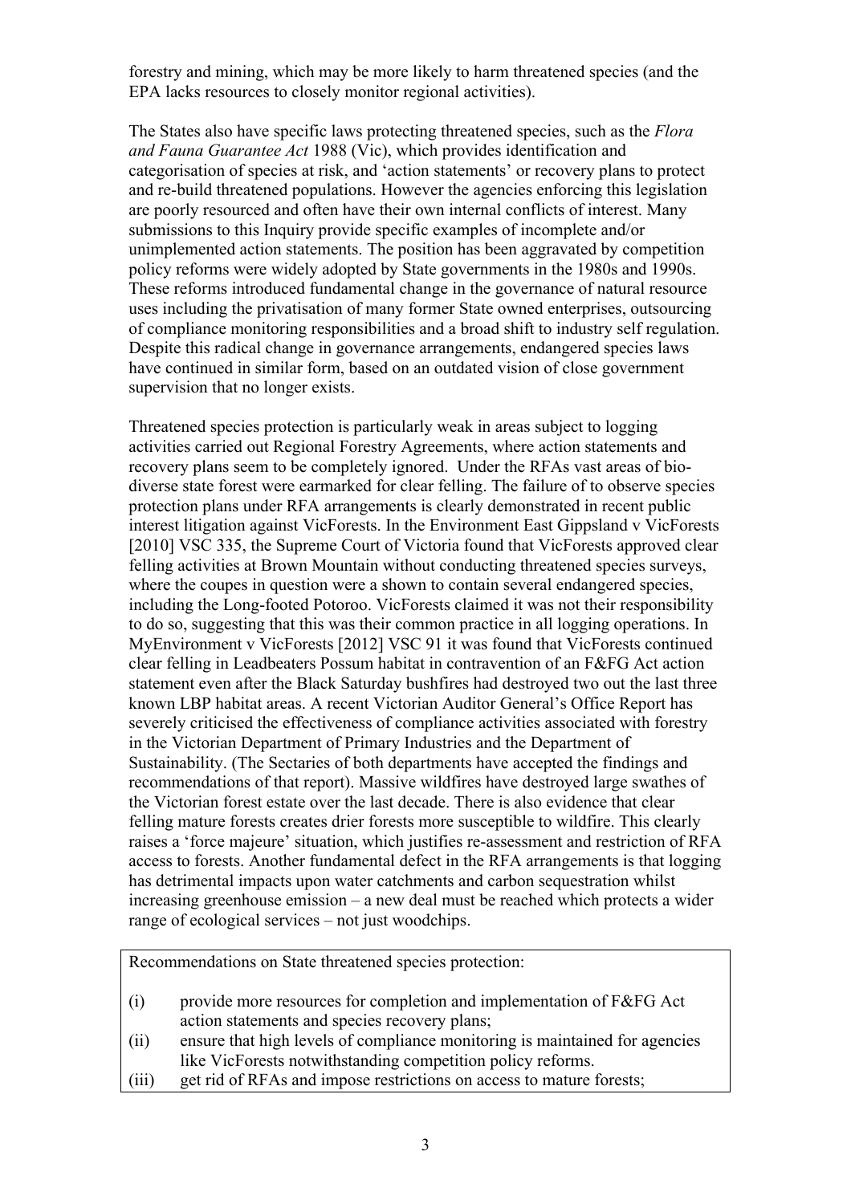forestry and mining, which may be more likely to harm threatened species (and the EPA lacks resources to closely monitor regional activities).

The States also have specific laws protecting threatened species, such as the *Flora and Fauna Guarantee Act* 1988 (Vic), which provides identification and categorisation of species at risk, and 'action statements' or recovery plans to protect and re-build threatened populations. However the agencies enforcing this legislation are poorly resourced and often have their own internal conflicts of interest. Many submissions to this Inquiry provide specific examples of incomplete and/or unimplemented action statements. The position has been aggravated by competition policy reforms were widely adopted by State governments in the 1980s and 1990s. These reforms introduced fundamental change in the governance of natural resource uses including the privatisation of many former State owned enterprises, outsourcing of compliance monitoring responsibilities and a broad shift to industry self regulation. Despite this radical change in governance arrangements, endangered species laws have continued in similar form, based on an outdated vision of close government supervision that no longer exists.

Threatened species protection is particularly weak in areas subject to logging activities carried out Regional Forestry Agreements, where action statements and recovery plans seem to be completely ignored. Under the RFAs vast areas of bio-diverse state forest were earmarked for clear felling. The failure of to observe species protection plans under RFA arrangements is clearly demonstrated in recent public interest litigation against VicForests. In the Environment East Gippsland v VicForests [2010] VSC 335, the Supreme Court of Victoria found that VicForests approved clear felling activities at Brown Mountain without conducting threatened species surveys, where the coupes in question were a shown to contain several endangered species, including the Long-footed Potoroo. VicForests claimed it was not their responsibility to do so, suggesting that this was their common practice in all logging operations. In MyEnvironment v VicForests [2012] VSC 91 it was found that VicForests continued clear felling in Leadbeaters Possum habitat in contravention of an F&FG Act action statement even after the Black Saturday bushfires had destroyed two out the last three known LBP habitat areas. A recent Victorian Auditor General's Office Report has severely criticised the effectiveness of compliance activities associated with forestry in the Victorian Department of Primary Industries and the Department of Sustainability. (The Sectaries of both departments have accepted the findings and recommendations of that report). Massive wildfires have destroyed large swathes of the Victorian forest estate over the last decade. There is also evidence that clear felling mature forests creates drier forests more susceptible to wildfire. This clearly raises a 'force majeure' situation, which justifies re-assessment and restriction of RFA access to forests. Another fundamental defect in the RFA arrangements is that logging has detrimental impacts upon water catchments and carbon sequestration whilst increasing greenhouse emission – a new deal must be reached which protects a wider range of ecological services – not just woodchips.

Recommendations on State threatened species protection:

(i) provide more resources for completion and implementation of F&FG Act action statements and species recovery plans;
(ii) ensure that high levels of compliance monitoring is maintained for agencies like VicForests notwithstanding competition policy reforms.
(iii) get rid of RFAs and impose restrictions on access to mature forests;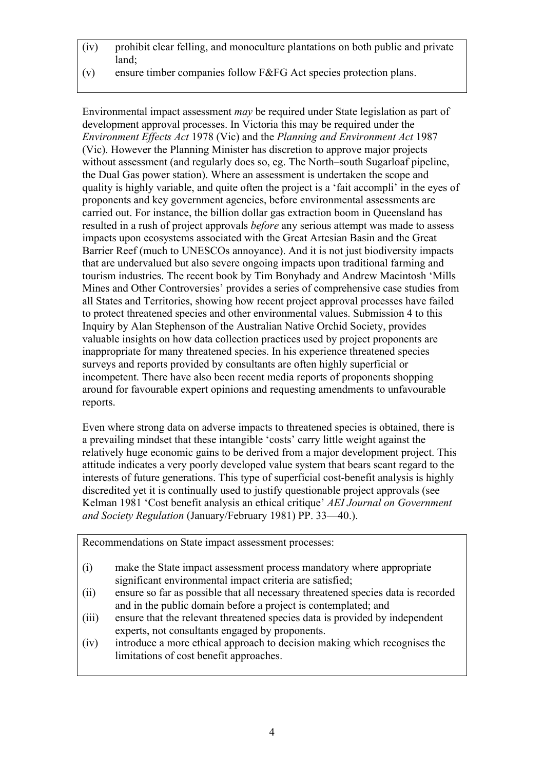(iv) prohibit clear felling, and monoculture plantations on both public and private land;

(v) ensure timber companies follow F&FG Act species protection plans.

Environmental impact assessment *may* be required under State legislation as part of development approval processes. In Victoria this may be required under the *Environment Effects Act* 1978 (Vic) and the *Planning and Environment Act* 1987 (Vic). However the Planning Minister has discretion to approve major projects without assessment (and regularly does so, eg. The North–south Sugarloaf pipeline, the Dual Gas power station). Where an assessment is undertaken the scope and quality is highly variable, and quite often the project is a 'fait accompli' in the eyes of proponents and key government agencies, before environmental assessments are carried out. For instance, the billion dollar gas extraction boom in Queensland has resulted in a rush of project approvals *before* any serious attempt was made to assess impacts upon ecosystems associated with the Great Artesian Basin and the Great Barrier Reef (much to UNESCOs annoyance). And it is not just biodiversity impacts that are undervalued but also severe ongoing impacts upon traditional farming and tourism industries. The recent book by Tim Bonyhady and Andrew Macintosh 'Mills Mines and Other Controversies' provides a series of comprehensive case studies from all States and Territories, showing how recent project approval processes have failed to protect threatened species and other environmental values. Submission 4 to this Inquiry by Alan Stephenson of the Australian Native Orchid Society, provides valuable insights on how data collection practices used by project proponents are inappropriate for many threatened species. In his experience threatened species surveys and reports provided by consultants are often highly superficial or incompetent. There have also been recent media reports of proponents shopping around for favourable expert opinions and requesting amendments to unfavourable reports.

Even where strong data on adverse impacts to threatened species is obtained, there is a prevailing mindset that these intangible 'costs' carry little weight against the relatively huge economic gains to be derived from a major development project. This attitude indicates a very poorly developed value system that bears scant regard to the interests of future generations. This type of superficial cost-benefit analysis is highly discredited yet it is continually used to justify questionable project approvals (see Kelman 1981 'Cost benefit analysis an ethical critique' *AEI Journal on Government and Society Regulation* (January/February 1981) PP. 33—40.).

Recommendations on State impact assessment processes:

(i) make the State impact assessment process mandatory where appropriate significant environmental impact criteria are satisfied;

(ii) ensure so far as possible that all necessary threatened species data is recorded and in the public domain before a project is contemplated; and

(iii) ensure that the relevant threatened species data is provided by independent experts, not consultants engaged by proponents.

(iv) introduce a more ethical approach to decision making which recognises the limitations of cost benefit approaches.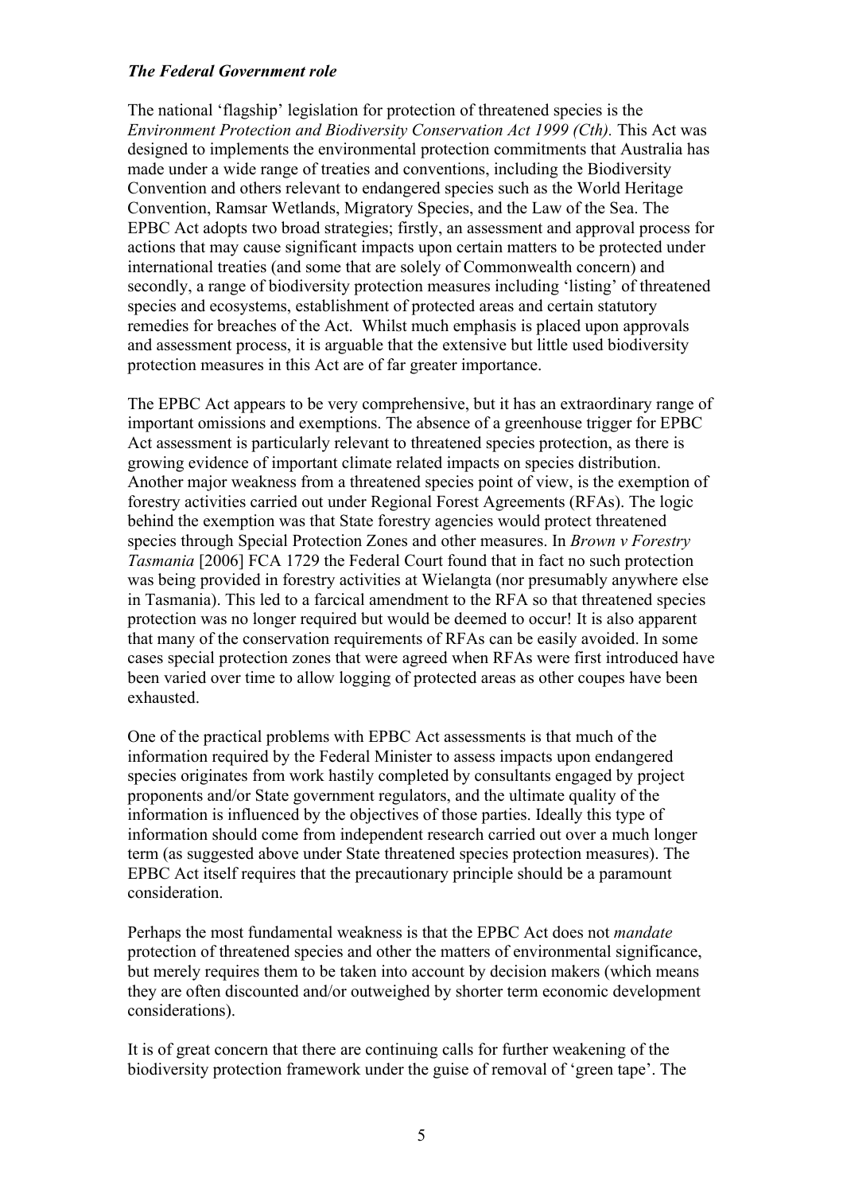### *The Federal Government role*

The national 'flagship' legislation for protection of threatened species is the *Environment Protection and Biodiversity Conservation Act 1999 (Cth).* This Act was designed to implements the environmental protection commitments that Australia has made under a wide range of treaties and conventions, including the Biodiversity Convention and others relevant to endangered species such as the World Heritage Convention, Ramsar Wetlands, Migratory Species, and the Law of the Sea. The EPBC Act adopts two broad strategies; firstly, an assessment and approval process for actions that may cause significant impacts upon certain matters to be protected under international treaties (and some that are solely of Commonwealth concern) and secondly, a range of biodiversity protection measures including 'listing' of threatened species and ecosystems, establishment of protected areas and certain statutory remedies for breaches of the Act. Whilst much emphasis is placed upon approvals and assessment process, it is arguable that the extensive but little used biodiversity protection measures in this Act are of far greater importance.

The EPBC Act appears to be very comprehensive, but it has an extraordinary range of important omissions and exemptions. The absence of a greenhouse trigger for EPBC Act assessment is particularly relevant to threatened species protection, as there is growing evidence of important climate related impacts on species distribution. Another major weakness from a threatened species point of view, is the exemption of forestry activities carried out under Regional Forest Agreements (RFAs). The logic behind the exemption was that State forestry agencies would protect threatened species through Special Protection Zones and other measures. In *Brown v Forestry Tasmania* [2006] FCA 1729 the Federal Court found that in fact no such protection was being provided in forestry activities at Wielangta (nor presumably anywhere else in Tasmania). This led to a farcical amendment to the RFA so that threatened species protection was no longer required but would be deemed to occur! It is also apparent that many of the conservation requirements of RFAs can be easily avoided. In some cases special protection zones that were agreed when RFAs were first introduced have been varied over time to allow logging of protected areas as other coupes have been exhausted.

One of the practical problems with EPBC Act assessments is that much of the information required by the Federal Minister to assess impacts upon endangered species originates from work hastily completed by consultants engaged by project proponents and/or State government regulators, and the ultimate quality of the information is influenced by the objectives of those parties. Ideally this type of information should come from independent research carried out over a much longer term (as suggested above under State threatened species protection measures). The EPBC Act itself requires that the precautionary principle should be a paramount consideration.

Perhaps the most fundamental weakness is that the EPBC Act does not *mandate* protection of threatened species and other the matters of environmental significance, but merely requires them to be taken into account by decision makers (which means they are often discounted and/or outweighed by shorter term economic development considerations).

It is of great concern that there are continuing calls for further weakening of the biodiversity protection framework under the guise of removal of 'green tape'. The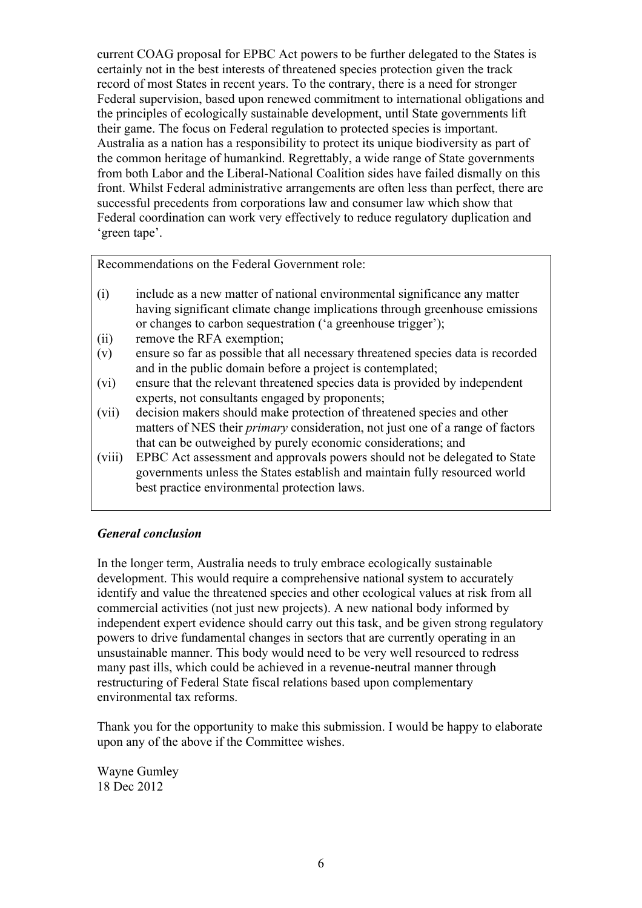current COAG proposal for EPBC Act powers to be further delegated to the States is certainly not in the best interests of threatened species protection given the track record of most States in recent years. To the contrary, there is a need for stronger Federal supervision, based upon renewed commitment to international obligations and the principles of ecologically sustainable development, until State governments lift their game. The focus on Federal regulation to protected species is important. Australia as a nation has a responsibility to protect its unique biodiversity as part of the common heritage of humankind. Regrettably, a wide range of State governments from both Labor and the Liberal-National Coalition sides have failed dismally on this front. Whilst Federal administrative arrangements are often less than perfect, there are successful precedents from corporations law and consumer law which show that Federal coordination can work very effectively to reduce regulatory duplication and 'green tape'.

Recommendations on the Federal Government role:

- (i) include as a new matter of national environmental significance any matter having significant climate change implications through greenhouse emissions or changes to carbon sequestration ('a greenhouse trigger');
- (ii) remove the RFA exemption;
- (v) ensure so far as possible that all necessary threatened species data is recorded and in the public domain before a project is contemplated;
- (vi) ensure that the relevant threatened species data is provided by independent experts, not consultants engaged by proponents;
- (vii) decision makers should make protection of threatened species and other matters of NES their *primary* consideration, not just one of a range of factors that can be outweighed by purely economic considerations; and
- (viii) EPBC Act assessment and approvals powers should not be delegated to State governments unless the States establish and maintain fully resourced world best practice environmental protection laws.

### *General conclusion*

In the longer term, Australia needs to truly embrace ecologically sustainable development. This would require a comprehensive national system to accurately identify and value the threatened species and other ecological values at risk from all commercial activities (not just new projects). A new national body informed by independent expert evidence should carry out this task, and be given strong regulatory powers to drive fundamental changes in sectors that are currently operating in an unsustainable manner. This body would need to be very well resourced to redress many past ills, which could be achieved in a revenue-neutral manner through restructuring of Federal State fiscal relations based upon complementary environmental tax reforms.

Thank you for the opportunity to make this submission. I would be happy to elaborate upon any of the above if the Committee wishes.

Wayne Gumley
18 Dec 2012